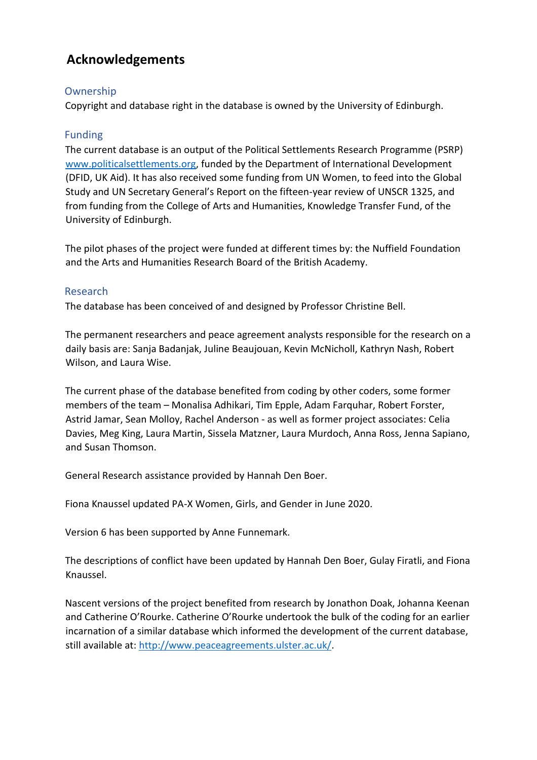# Acknowledgements

## Ownership

Copyright and database right in the database is owned by the University of Edinburgh.

## Funding

The current database is an output of the Political Settlements Research Programme (PSRP) www.politicalsettlements.org, funded by the Department of International Development (DFID, UK Aid). It has also received some funding from UN Women, to feed into the Global Study and UN Secretary General's Report on the fifteen-year review of UNSCR 1325, and from funding from the College of Arts and Humanities, Knowledge Transfer Fund, of the University of Edinburgh.

The pilot phases of the project were funded at different times by: the Nuffield Foundation and the Arts and Humanities Research Board of the British Academy.

## Research

The database has been conceived of and designed by Professor Christine Bell.

The permanent researchers and peace agreement analysts responsible for the research on a daily basis are: Sanja Badanjak, Juline Beaujouan, Kevin McNicholl, Kathryn Nash, Robert Wilson, and Laura Wise.

The current phase of the database benefited from coding by other coders, some former members of the team – Monalisa Adhikari, Tim Epple, Adam Farquhar, Robert Forster, Astrid Jamar, Sean Molloy, Rachel Anderson - as well as former project associates: Celia Davies, Meg King, Laura Martin, Sissela Matzner, Laura Murdoch, Anna Ross, Jenna Sapiano, and Susan Thomson.

General Research assistance provided by Hannah Den Boer.

Fiona Knaussel updated PA-X Women, Girls, and Gender in June 2020.

Version 6 has been supported by Anne Funnemark.

The descriptions of conflict have been updated by Hannah Den Boer, Gulay Firatli, and Fiona Knaussel.

Nascent versions of the project benefited from research by Jonathon Doak, Johanna Keenan and Catherine O'Rourke. Catherine O'Rourke undertook the bulk of the coding for an earlier incarnation of a similar database which informed the development of the current database, still available at: http://www.peaceagreements.ulster.ac.uk/.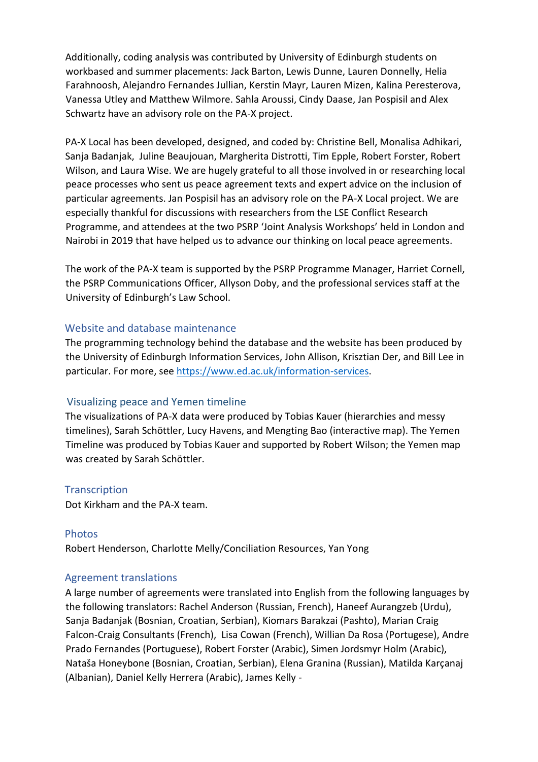Additionally, coding analysis was contributed by University of Edinburgh students on workbased and summer placements: Jack Barton, Lewis Dunne, Lauren Donnelly, Helia Farahnoosh, Alejandro Fernandes Jullian, Kerstin Mayr, Lauren Mizen, Kalina Peresterova, Vanessa Utley and Matthew Wilmore. Sahla Aroussi, Cindy Daase, Jan Pospisil and Alex Schwartz have an advisory role on the PA-X project.

PA-X Local has been developed, designed, and coded by: Christine Bell, Monalisa Adhikari, Sanja Badanjak, Juline Beaujouan, Margherita Distrotti, Tim Epple, Robert Forster, Robert Wilson, and Laura Wise. We are hugely grateful to all those involved in or researching local peace processes who sent us peace agreement texts and expert advice on the inclusion of particular agreements. Jan Pospisil has an advisory role on the PA-X Local project. We are especially thankful for discussions with researchers from the LSE Conflict Research Programme, and attendees at the two PSRP 'Joint Analysis Workshops' held in London and Nairobi in 2019 that have helped us to advance our thinking on local peace agreements.

The work of the PA-X team is supported by the PSRP Programme Manager, Harriet Cornell, the PSRP Communications Officer, Allyson Doby, and the professional services staff at the University of Edinburgh's Law School.

## Website and database maintenance

The programming technology behind the database and the website has been produced by the University of Edinburgh Information Services, John Allison, Krisztian Der, and Bill Lee in particular. For more, see https://www.ed.ac.uk/information-services.

## Visualizing peace and Yemen timeline

The visualizations of PA-X data were produced by Tobias Kauer (hierarchies and messy timelines), Sarah Schöttler, Lucy Havens, and Mengting Bao (interactive map). The Yemen Timeline was produced by Tobias Kauer and supported by Robert Wilson; the Yemen map was created by Sarah Schöttler.

## Transcription

Dot Kirkham and the PA-X team.

## Photos

Robert Henderson, Charlotte Melly/Conciliation Resources, Yan Yong

## Agreement translations

A large number of agreements were translated into English from the following languages by the following translators: Rachel Anderson (Russian, French), Haneef Aurangzeb (Urdu), Sanja Badanjak (Bosnian, Croatian, Serbian), Kiomars Barakzai (Pashto), Marian Craig Falcon-Craig Consultants (French), Lisa Cowan (French), Willian Da Rosa (Portugese), Andre Prado Fernandes (Portuguese), Robert Forster (Arabic), Simen Jordsmyr Holm (Arabic), Nataša Honeybone (Bosnian, Croatian, Serbian), Elena Granina (Russian), Matilda Karçanaj (Albanian), Daniel Kelly Herrera (Arabic), James Kelly -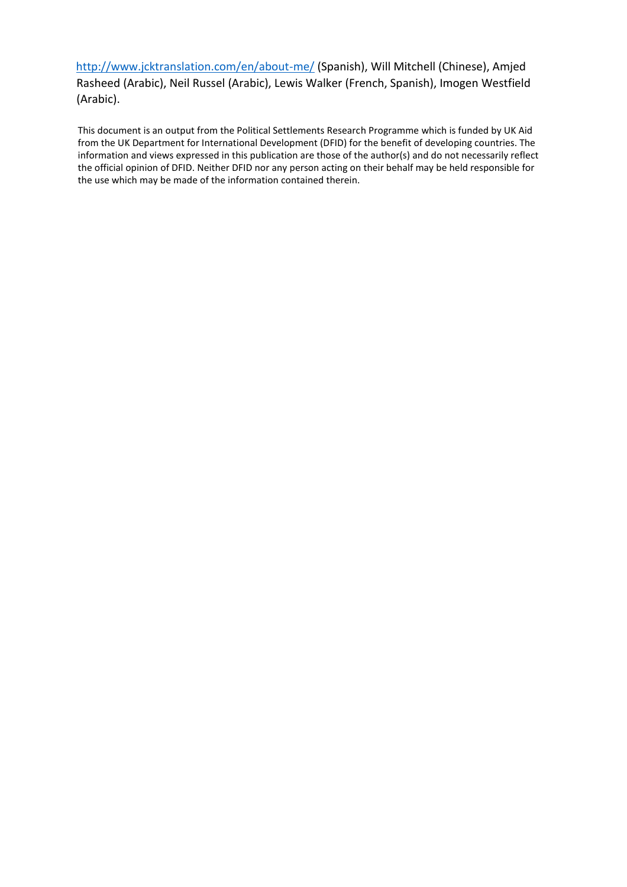http://www.jcktranslation.com/en/about-me/ (Spanish), Will Mitchell (Chinese), Amjed Rasheed (Arabic), Neil Russel (Arabic), Lewis Walker (French, Spanish), Imogen Westfield (Arabic).

This document is an output from the Political Settlements Research Programme which is funded by UK Aid from the UK Department for International Development (DFID) for the benefit of developing countries. The information and views expressed in this publication are those of the author(s) and do not necessarily reflect the official opinion of DFID. Neither DFID nor any person acting on their behalf may be held responsible for the use which may be made of the information contained therein.